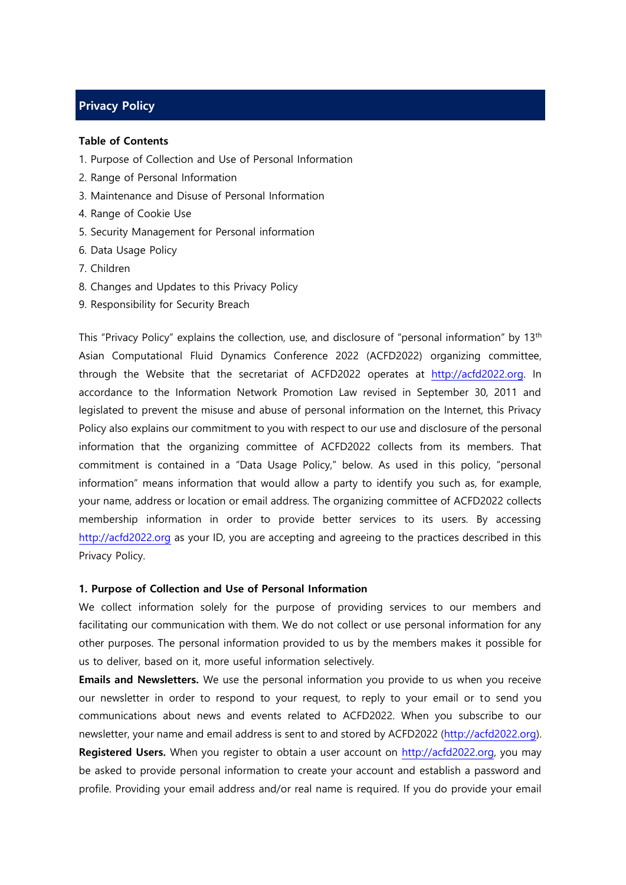# Privacy Policy

**Table of Contents**

1. Purpose of Collection and Use of Personal Information
2. Range of Personal Information
3. Maintenance and Disuse of Personal Information
4. Range of Cookie Use
5. Security Management for Personal information
6. Data Usage Policy
7. Children
8. Changes and Updates to this Privacy Policy
9. Responsibility for Security Breach

This "Privacy Policy" explains the collection, use, and disclosure of "personal information" by 13th Asian Computational Fluid Dynamics Conference 2022 (ACFD2022) organizing committee, through the Website that the secretariat of ACFD2022 operates at http://acfd2022.org. In accordance to the Information Network Promotion Law revised in September 30, 2011 and legislated to prevent the misuse and abuse of personal information on the Internet, this Privacy Policy also explains our commitment to you with respect to our use and disclosure of the personal information that the organizing committee of ACFD2022 collects from its members. That commitment is contained in a "Data Usage Policy," below. As used in this policy, "personal information" means information that would allow a party to identify you such as, for example, your name, address or location or email address. The organizing committee of ACFD2022 collects membership information in order to provide better services to its users. By accessing http://acfd2022.org as your ID, you are accepting and agreeing to the practices described in this Privacy Policy.

**1. Purpose of Collection and Use of Personal Information**

We collect information solely for the purpose of providing services to our members and facilitating our communication with them. We do not collect or use personal information for any other purposes. The personal information provided to us by the members makes it possible for us to deliver, based on it, more useful information selectively.

**Emails and Newsletters.** We use the personal information you provide to us when you receive our newsletter in order to respond to your request, to reply to your email or to send you communications about news and events related to ACFD2022. When you subscribe to our newsletter, your name and email address is sent to and stored by ACFD2022 (http://acfd2022.org).

**Registered Users.** When you register to obtain a user account on http://acfd2022.org, you may be asked to provide personal information to create your account and establish a password and profile. Providing your email address and/or real name is required. If you do provide your email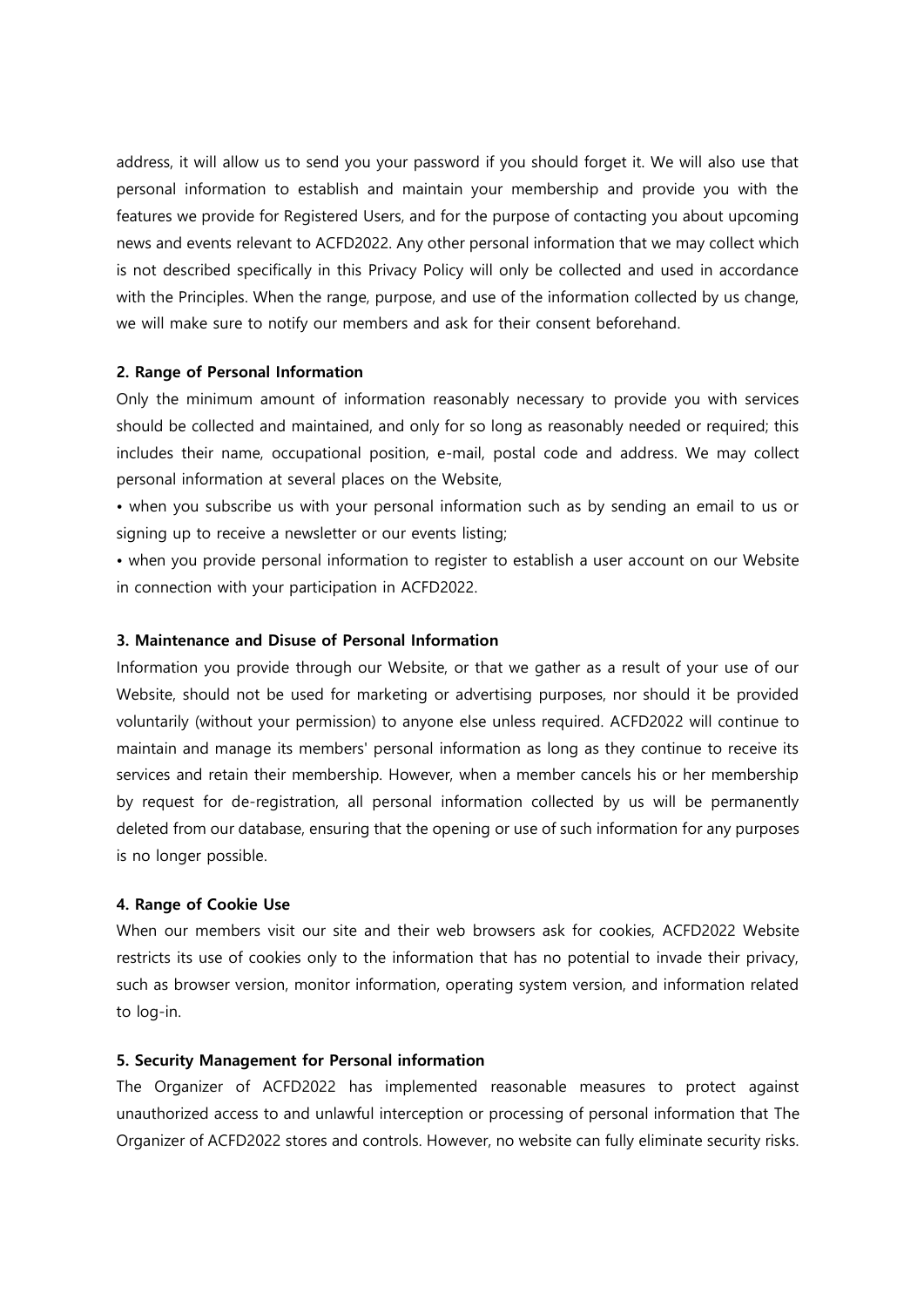address, it will allow us to send you your password if you should forget it. We will also use that personal information to establish and maintain your membership and provide you with the features we provide for Registered Users, and for the purpose of contacting you about upcoming news and events relevant to ACFD2022. Any other personal information that we may collect which is not described specifically in this Privacy Policy will only be collected and used in accordance with the Principles. When the range, purpose, and use of the information collected by us change, we will make sure to notify our members and ask for their consent beforehand.

**2. Range of Personal Information**

Only the minimum amount of information reasonably necessary to provide you with services should be collected and maintained, and only for so long as reasonably needed or required; this includes their name, occupational position, e-mail, postal code and address. We may collect personal information at several places on the Website,

- when you subscribe us with your personal information such as by sending an email to us or signing up to receive a newsletter or our events listing;
- when you provide personal information to register to establish a user account on our Website in connection with your participation in ACFD2022.

**3. Maintenance and Disuse of Personal Information**

Information you provide through our Website, or that we gather as a result of your use of our Website, should not be used for marketing or advertising purposes, nor should it be provided voluntarily (without your permission) to anyone else unless required. ACFD2022 will continue to maintain and manage its members' personal information as long as they continue to receive its services and retain their membership. However, when a member cancels his or her membership by request for de-registration, all personal information collected by us will be permanently deleted from our database, ensuring that the opening or use of such information for any purposes is no longer possible.

**4. Range of Cookie Use**

When our members visit our site and their web browsers ask for cookies, ACFD2022 Website restricts its use of cookies only to the information that has no potential to invade their privacy, such as browser version, monitor information, operating system version, and information related to log-in.

**5. Security Management for Personal information**

The Organizer of ACFD2022 has implemented reasonable measures to protect against unauthorized access to and unlawful interception or processing of personal information that The Organizer of ACFD2022 stores and controls. However, no website can fully eliminate security risks.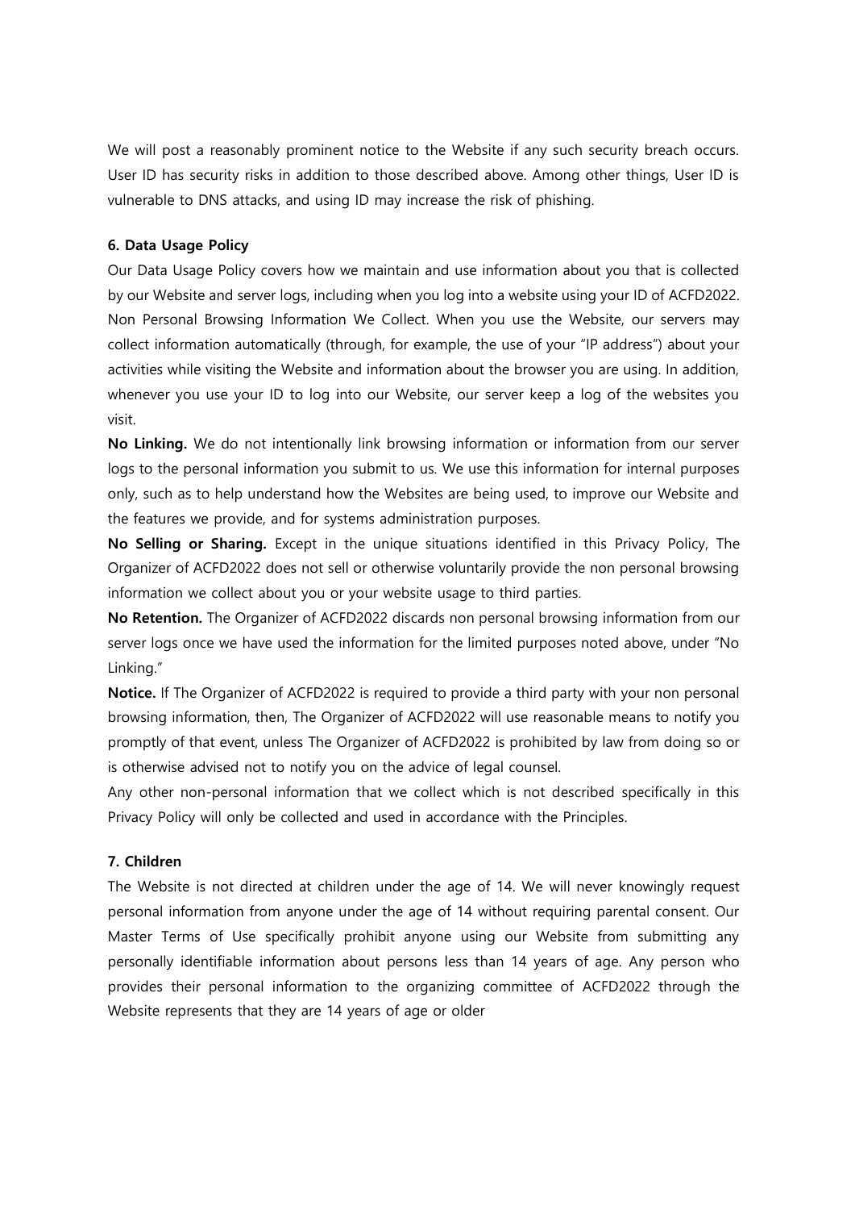We will post a reasonably prominent notice to the Website if any such security breach occurs. User ID has security risks in addition to those described above. Among other things, User ID is vulnerable to DNS attacks, and using ID may increase the risk of phishing.

**6. Data Usage Policy**

Our Data Usage Policy covers how we maintain and use information about you that is collected by our Website and server logs, including when you log into a website using your ID of ACFD2022. Non Personal Browsing Information We Collect. When you use the Website, our servers may collect information automatically (through, for example, the use of your "IP address") about your activities while visiting the Website and information about the browser you are using. In addition, whenever you use your ID to log into our Website, our server keep a log of the websites you visit.

**No Linking.** We do not intentionally link browsing information or information from our server logs to the personal information you submit to us. We use this information for internal purposes only, such as to help understand how the Websites are being used, to improve our Website and the features we provide, and for systems administration purposes.

**No Selling or Sharing.** Except in the unique situations identified in this Privacy Policy, The Organizer of ACFD2022 does not sell or otherwise voluntarily provide the non personal browsing information we collect about you or your website usage to third parties.

**No Retention.** The Organizer of ACFD2022 discards non personal browsing information from our server logs once we have used the information for the limited purposes noted above, under "No Linking."

**Notice.** If The Organizer of ACFD2022 is required to provide a third party with your non personal browsing information, then, The Organizer of ACFD2022 will use reasonable means to notify you promptly of that event, unless The Organizer of ACFD2022 is prohibited by law from doing so or is otherwise advised not to notify you on the advice of legal counsel.

Any other non-personal information that we collect which is not described specifically in this Privacy Policy will only be collected and used in accordance with the Principles.

**7. Children**

The Website is not directed at children under the age of 14. We will never knowingly request personal information from anyone under the age of 14 without requiring parental consent. Our Master Terms of Use specifically prohibit anyone using our Website from submitting any personally identifiable information about persons less than 14 years of age. Any person who provides their personal information to the organizing committee of ACFD2022 through the Website represents that they are 14 years of age or older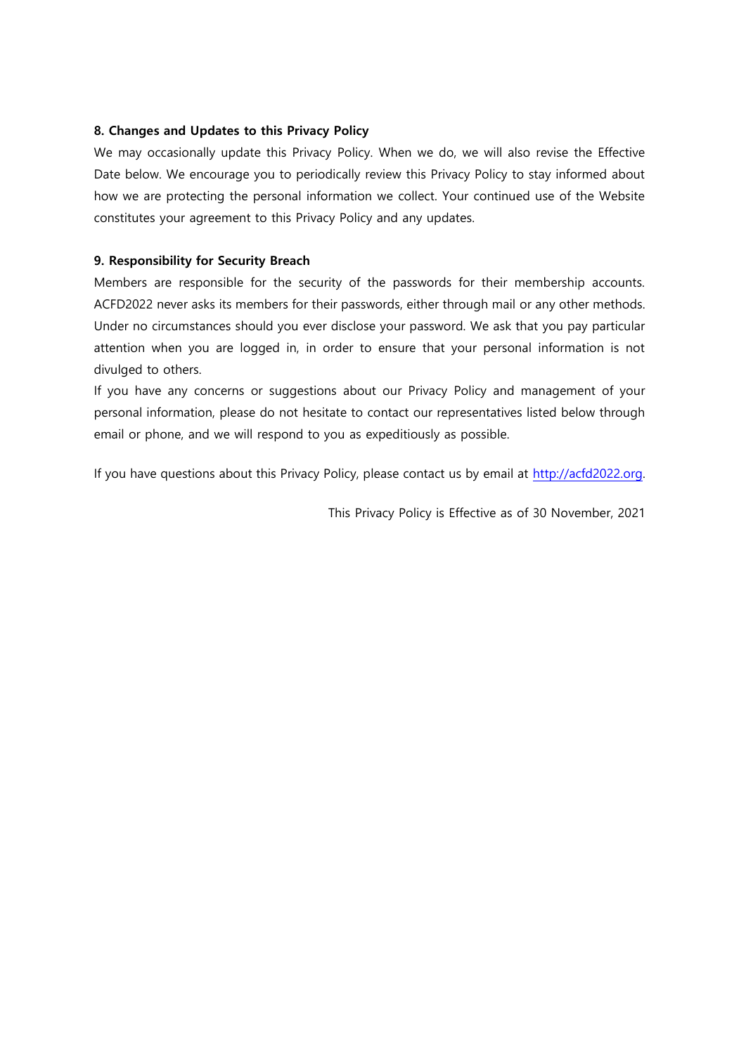**8. Changes and Updates to this Privacy Policy**

We may occasionally update this Privacy Policy. When we do, we will also revise the Effective Date below. We encourage you to periodically review this Privacy Policy to stay informed about how we are protecting the personal information we collect. Your continued use of the Website constitutes your agreement to this Privacy Policy and any updates.

**9. Responsibility for Security Breach**

Members are responsible for the security of the passwords for their membership accounts. ACFD2022 never asks its members for their passwords, either through mail or any other methods. Under no circumstances should you ever disclose your password. We ask that you pay particular attention when you are logged in, in order to ensure that your personal information is not divulged to others.

If you have any concerns or suggestions about our Privacy Policy and management of your personal information, please do not hesitate to contact our representatives listed below through email or phone, and we will respond to you as expeditiously as possible.

If you have questions about this Privacy Policy, please contact us by email at [http://acfd2022.org](http://acfd2022.org).

This Privacy Policy is Effective as of 30 November, 2021